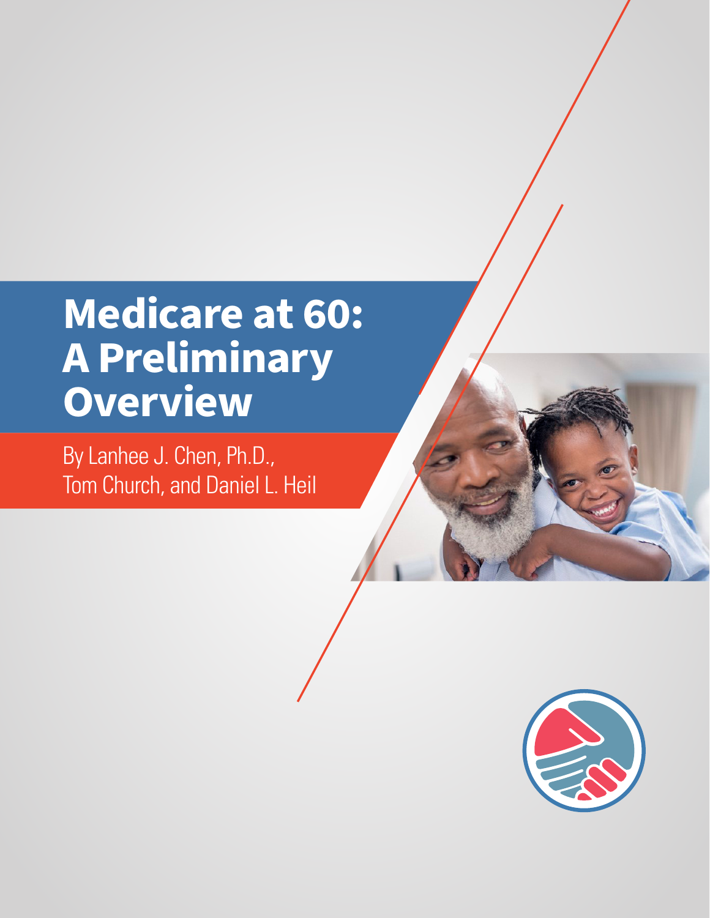# Medicare at 60: A Preliminary Overview

By Lanhee J. Chen, Ph.D., Tom Church, and Daniel L. Heil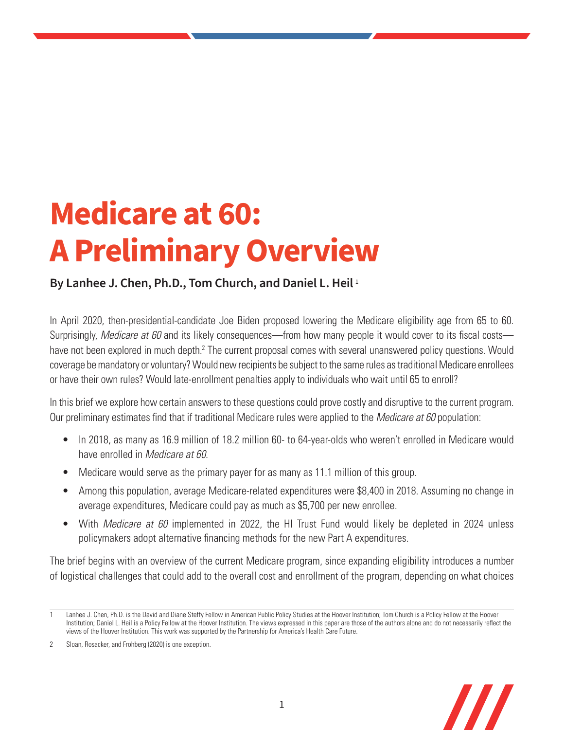# Medicare at 60: A Preliminary Overview

**By Lanhee J. Chen, Ph.D., Tom Church, and Daniel L. Heil**[1]

In April 2020, then-presidential-candidate Joe Biden proposed lowering the Medicare eligibility age from 65 to 60. Surprisingly, *Medicare at 60* and its likely consequences—from how many people it would cover to its fiscal costs—have not been explored in much depth.[2] The current proposal comes with several unanswered policy questions. Would coverage be mandatory or voluntary? Would new recipients be subject to the same rules as traditional Medicare enrollees or have their own rules? Would late-enrollment penalties apply to individuals who wait until 65 to enroll?

In this brief we explore how certain answers to these questions could prove costly and disruptive to the current program. Our preliminary estimates find that if traditional Medicare rules were applied to the *Medicare at 60* population:

- In 2018, as many as 16.9 million of 18.2 million 60- to 64-year-olds who weren't enrolled in Medicare would have enrolled in *Medicare at 60*.
- Medicare would serve as the primary payer for as many as 11.1 million of this group.
- Among this population, average Medicare-related expenditures were $8,400 in 2018. Assuming no change in average expenditures, Medicare could pay as much as $5,700 per new enrollee.
- With *Medicare at 60* implemented in 2022, the HI Trust Fund would likely be depleted in 2024 unless policymakers adopt alternative financing methods for the new Part A expenditures.

The brief begins with an overview of the current Medicare program, since expanding eligibility introduces a number of logistical challenges that could add to the overall cost and enrollment of the program, depending on what choices

---

1 Lanhee J. Chen, Ph.D. is the David and Diane Steffy Fellow in American Public Policy Studies at the Hoover Institution; Tom Church is a Policy Fellow at the Hoover Institution; Daniel L. Heil is a Policy Fellow at the Hoover Institution. The views expressed in this paper are those of the authors alone and do not necessarily reflect the views of the Hoover Institution. This work was supported by the Partnership for America's Health Care Future.

2 Sloan, Rosacker, and Frohberg (2020) is one exception.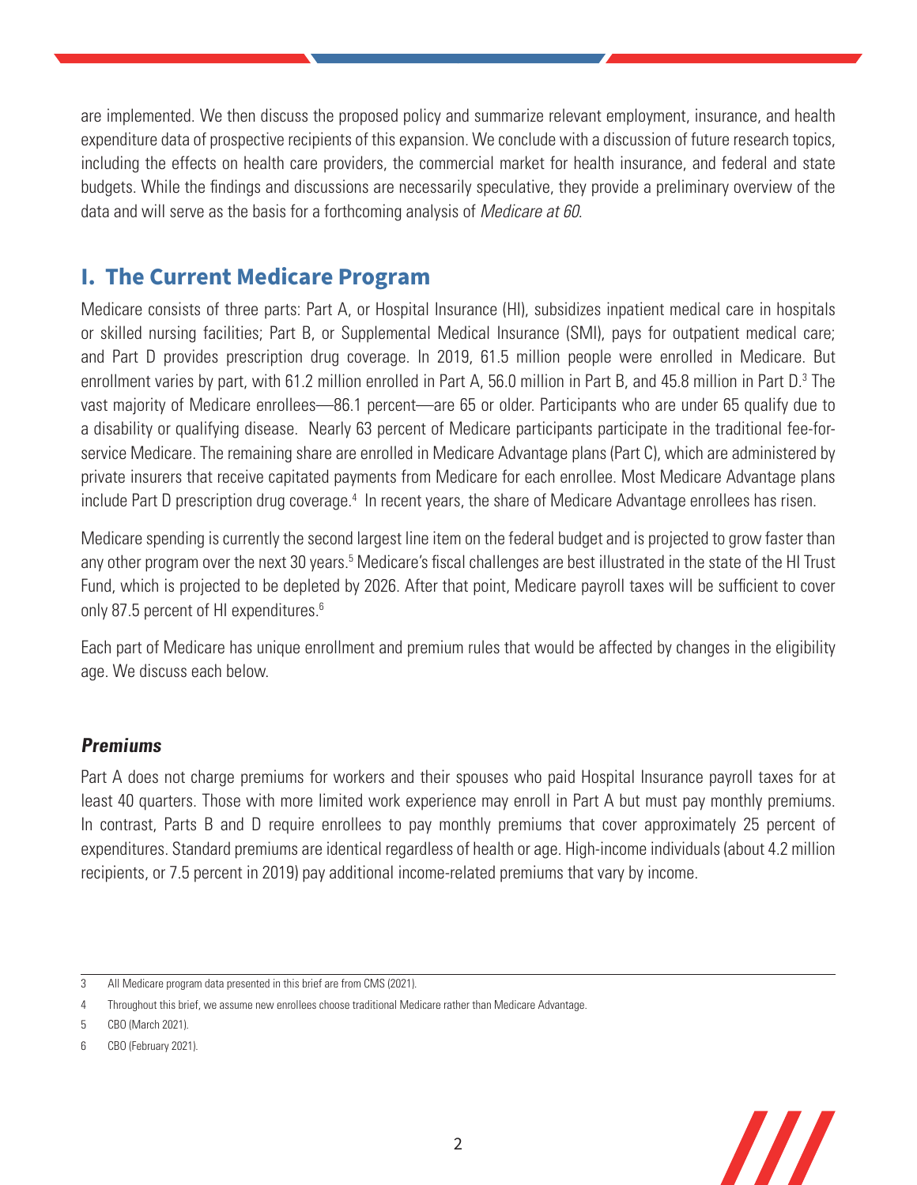are implemented. We then discuss the proposed policy and summarize relevant employment, insurance, and health expenditure data of prospective recipients of this expansion. We conclude with a discussion of future research topics, including the effects on health care providers, the commercial market for health insurance, and federal and state budgets. While the findings and discussions are necessarily speculative, they provide a preliminary overview of the data and will serve as the basis for a forthcoming analysis of *Medicare at 60*.

## I. The Current Medicare Program

Medicare consists of three parts: Part A, or Hospital Insurance (HI), subsidizes inpatient medical care in hospitals or skilled nursing facilities; Part B, or Supplemental Medical Insurance (SMI), pays for outpatient medical care; and Part D provides prescription drug coverage. In 2019, 61.5 million people were enrolled in Medicare. But enrollment varies by part, with 61.2 million enrolled in Part A, 56.0 million in Part B, and 45.8 million in Part D.[3] The vast majority of Medicare enrollees—86.1 percent—are 65 or older. Participants who are under 65 qualify due to a disability or qualifying disease. Nearly 63 percent of Medicare participants participate in the traditional fee-for-service Medicare. The remaining share are enrolled in Medicare Advantage plans (Part C), which are administered by private insurers that receive capitated payments from Medicare for each enrollee. Most Medicare Advantage plans include Part D prescription drug coverage.[4] In recent years, the share of Medicare Advantage enrollees has risen.

Medicare spending is currently the second largest line item on the federal budget and is projected to grow faster than any other program over the next 30 years.[5] Medicare's fiscal challenges are best illustrated in the state of the HI Trust Fund, which is projected to be depleted by 2026. After that point, Medicare payroll taxes will be sufficient to cover only 87.5 percent of HI expenditures.[6]

Each part of Medicare has unique enrollment and premium rules that would be affected by changes in the eligibility age. We discuss each below.

### *Premiums*

Part A does not charge premiums for workers and their spouses who paid Hospital Insurance payroll taxes for at least 40 quarters. Those with more limited work experience may enroll in Part A but must pay monthly premiums. In contrast, Parts B and D require enrollees to pay monthly premiums that cover approximately 25 percent of expenditures. Standard premiums are identical regardless of health or age. High-income individuals (about 4.2 million recipients, or 7.5 percent in 2019) pay additional income-related premiums that vary by income.

---

3 All Medicare program data presented in this brief are from CMS (2021).

4 Throughout this brief, we assume new enrollees choose traditional Medicare rather than Medicare Advantage.

5 CBO (March 2021).

6 CBO (February 2021).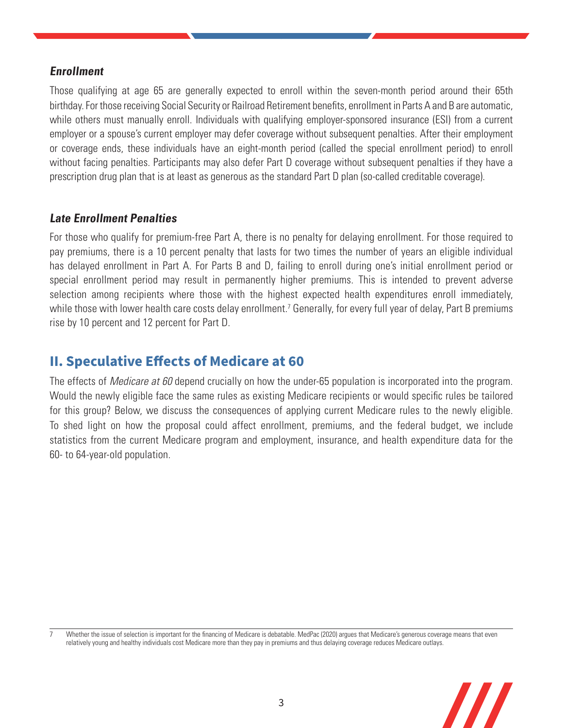### *Enrollment*

Those qualifying at age 65 are generally expected to enroll within the seven-month period around their 65th birthday. For those receiving Social Security or Railroad Retirement benefits, enrollment in Parts A and B are automatic, while others must manually enroll. Individuals with qualifying employer-sponsored insurance (ESI) from a current employer or a spouse's current employer may defer coverage without subsequent penalties. After their employment or coverage ends, these individuals have an eight-month period (called the special enrollment period) to enroll without facing penalties. Participants may also defer Part D coverage without subsequent penalties if they have a prescription drug plan that is at least as generous as the standard Part D plan (so-called creditable coverage).

### *Late Enrollment Penalties*

For those who qualify for premium-free Part A, there is no penalty for delaying enrollment. For those required to pay premiums, there is a 10 percent penalty that lasts for two times the number of years an eligible individual has delayed enrollment in Part A. For Parts B and D, failing to enroll during one's initial enrollment period or special enrollment period may result in permanently higher premiums. This is intended to prevent adverse selection among recipients where those with the highest expected health expenditures enroll immediately, while those with lower health care costs delay enrollment.[7] Generally, for every full year of delay, Part B premiums rise by 10 percent and 12 percent for Part D.

## II. Speculative Effects of Medicare at 60

The effects of *Medicare at 60* depend crucially on how the under-65 population is incorporated into the program. Would the newly eligible face the same rules as existing Medicare recipients or would specific rules be tailored for this group? Below, we discuss the consequences of applying current Medicare rules to the newly eligible. To shed light on how the proposal could affect enrollment, premiums, and the federal budget, we include statistics from the current Medicare program and employment, insurance, and health expenditure data for the 60- to 64-year-old population.

---

7 Whether the issue of selection is important for the financing of Medicare is debatable. MedPac (2020) argues that Medicare's generous coverage means that even relatively young and healthy individuals cost Medicare more than they pay in premiums and thus delaying coverage reduces Medicare outlays.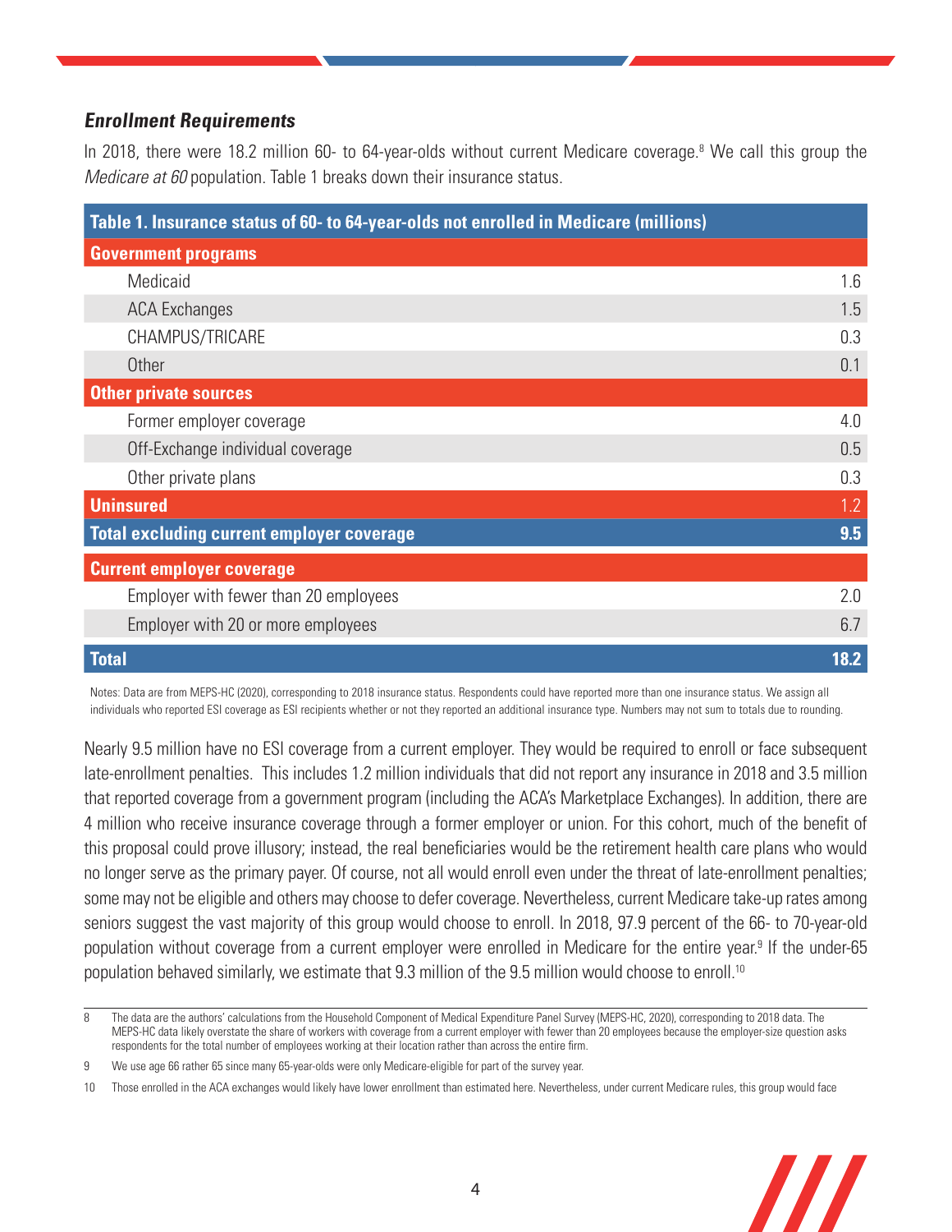### *Enrollment Requirements*

In 2018, there were 18.2 million 60- to 64-year-olds without current Medicare coverage.[8] We call this group the *Medicare at 60* population. Table 1 breaks down their insurance status.

| Table 1. Insurance status of 60- to 64-year-olds not enrolled in Medicare (millions) | |
|---|---|
| **Government programs** | |
| Medicaid | 1.6 |
| ACA Exchanges | 1.5 |
| CHAMPUS/TRICARE | 0.3 |
| Other | 0.1 |
| **Other private sources** | |
| Former employer coverage | 4.0 |
| Off-Exchange individual coverage | 0.5 |
| Other private plans | 0.3 |
| **Uninsured** | 1.2 |
| **Total excluding current employer coverage** | **9.5** |
| **Current employer coverage** | |
| Employer with fewer than 20 employees | 2.0 |
| Employer with 20 or more employees | 6.7 |
| **Total** | **18.2** |

Notes: Data are from MEPS-HC (2020), corresponding to 2018 insurance status. Respondents could have reported more than one insurance status. We assign all individuals who reported ESI coverage as ESI recipients whether or not they reported an additional insurance type. Numbers may not sum to totals due to rounding.

Nearly 9.5 million have no ESI coverage from a current employer. They would be required to enroll or face subsequent late-enrollment penalties. This includes 1.2 million individuals that did not report any insurance in 2018 and 3.5 million that reported coverage from a government program (including the ACA's Marketplace Exchanges). In addition, there are 4 million who receive insurance coverage through a former employer or union. For this cohort, much of the benefit of this proposal could prove illusory; instead, the real beneficiaries would be the retirement health care plans who would no longer serve as the primary payer. Of course, not all would enroll even under the threat of late-enrollment penalties; some may not be eligible and others may choose to defer coverage. Nevertheless, current Medicare take-up rates among seniors suggest the vast majority of this group would choose to enroll. In 2018, 97.9 percent of the 66- to 70-year-old population without coverage from a current employer were enrolled in Medicare for the entire year.[9] If the under-65 population behaved similarly, we estimate that 9.3 million of the 9.5 million would choose to enroll.[10]

---

8 The data are the authors' calculations from the Household Component of Medical Expenditure Panel Survey (MEPS-HC, 2020), corresponding to 2018 data. The MEPS-HC data likely overstate the share of workers with coverage from a current employer with fewer than 20 employees because the employer-size question asks respondents for the total number of employees working at their location rather than across the entire firm.

9 We use age 66 rather 65 since many 65-year-olds were only Medicare-eligible for part of the survey year.

10 Those enrolled in the ACA exchanges would likely have lower enrollment than estimated here. Nevertheless, under current Medicare rules, this group would face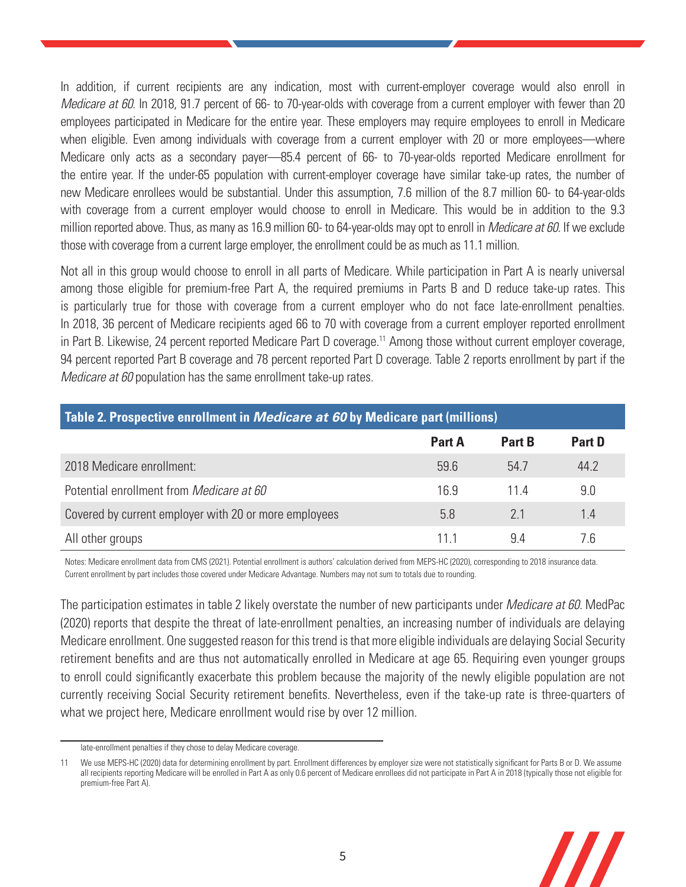In addition, if current recipients are any indication, most with current-employer coverage would also enroll in *Medicare at 60*. In 2018, 91.7 percent of 66- to 70-year-olds with coverage from a current employer with fewer than 20 employees participated in Medicare for the entire year. These employers may require employees to enroll in Medicare when eligible. Even among individuals with coverage from a current employer with 20 or more employees—where Medicare only acts as a secondary payer—85.4 percent of 66- to 70-year-olds reported Medicare enrollment for the entire year. If the under-65 population with current-employer coverage have similar take-up rates, the number of new Medicare enrollees would be substantial. Under this assumption, 7.6 million of the 8.7 million 60- to 64-year-olds with coverage from a current employer would choose to enroll in Medicare. This would be in addition to the 9.3 million reported above. Thus, as many as 16.9 million 60- to 64-year-olds may opt to enroll in *Medicare at 60*. If we exclude those with coverage from a current large employer, the enrollment could be as much as 11.1 million.

Not all in this group would choose to enroll in all parts of Medicare. While participation in Part A is nearly universal among those eligible for premium-free Part A, the required premiums in Parts B and D reduce take-up rates. This is particularly true for those with coverage from a current employer who do not face late-enrollment penalties. In 2018, 36 percent of Medicare recipients aged 66 to 70 with coverage from a current employer reported enrollment in Part B. Likewise, 24 percent reported Medicare Part D coverage.[11] Among those without current employer coverage, 94 percent reported Part B coverage and 78 percent reported Part D coverage. Table 2 reports enrollment by part if the *Medicare at 60* population has the same enrollment take-up rates.

**Table 2. Prospective enrollment in *Medicare at 60* by Medicare part (millions)**

| | Part A | Part B | Part D |
|---|---|---|---|
| 2018 Medicare enrollment: | 59.6 | 54.7 | 44.2 |
| Potential enrollment from *Medicare at 60* | 16.9 | 11.4 | 9.0 |
| Covered by current employer with 20 or more employees | 5.8 | 2.1 | 1.4 |
| All other groups | 11.1 | 9.4 | 7.6 |

Notes: Medicare enrollment data from CMS (2021). Potential enrollment is authors' calculation derived from MEPS-HC (2020), corresponding to 2018 insurance data. Current enrollment by part includes those covered under Medicare Advantage. Numbers may not sum to totals due to rounding.

The participation estimates in table 2 likely overstate the number of new participants under *Medicare at 60*. MedPac (2020) reports that despite the threat of late-enrollment penalties, an increasing number of individuals are delaying Medicare enrollment. One suggested reason for this trend is that more eligible individuals are delaying Social Security retirement benefits and are thus not automatically enrolled in Medicare at age 65. Requiring even younger groups to enroll could significantly exacerbate this problem because the majority of the newly eligible population are not currently receiving Social Security retirement benefits. Nevertheless, even if the take-up rate is three-quarters of what we project here, Medicare enrollment would rise by over 12 million.

---

late-enrollment penalties if they chose to delay Medicare coverage.

11 We use MEPS-HC (2020) data for determining enrollment by part. Enrollment differences by employer size were not statistically significant for Parts B or D. We assume all recipients reporting Medicare will be enrolled in Part A as only 0.6 percent of Medicare enrollees did not participate in Part A in 2018 (typically those not eligible for premium-free Part A).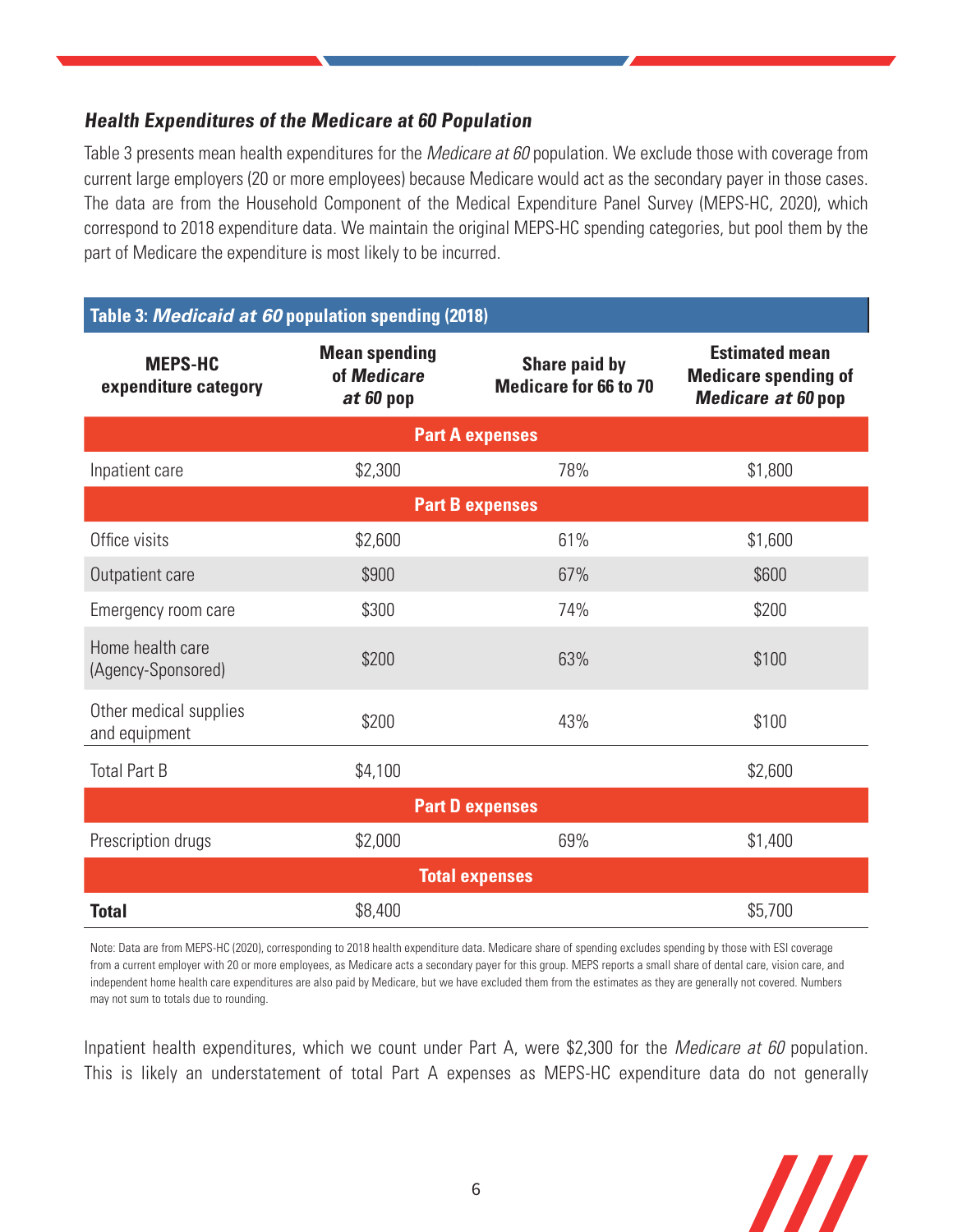### *Health Expenditures of the Medicare at 60 Population*

Table 3 presents mean health expenditures for the *Medicare at 60* population. We exclude those with coverage from current large employers (20 or more employees) because Medicare would act as the secondary payer in those cases. The data are from the Household Component of the Medical Expenditure Panel Survey (MEPS-HC, 2020), which correspond to 2018 expenditure data. We maintain the original MEPS-HC spending categories, but pool them by the part of Medicare the expenditure is most likely to be incurred.

**Table 3: *Medicaid at 60* population spending (2018)**

| MEPS-HC expenditure category | Mean spending of *Medicare at 60* pop | Share paid by Medicare for 66 to 70 | Estimated mean Medicare spending of *Medicare at 60* pop |
|---|---|---|---|
| **Part A expenses** | | | |
| Inpatient care | $2,300 | 78% | $1,800 |
| **Part B expenses** | | | |
| Office visits | $2,600 | 61% | $1,600 |
| Outpatient care | $900 | 67% | $600 |
| Emergency room care | $300 | 74% | $200 |
| Home health care (Agency-Sponsored) | $200 | 63% | $100 |
| Other medical supplies and equipment | $200 | 43% | $100 |
| Total Part B | $4,100 | | $2,600 |
| **Part D expenses** | | | |
| Prescription drugs | $2,000 | 69% | $1,400 |
| **Total expenses** | | | |
| **Total** | $8,400 | | $5,700 |

Note: Data are from MEPS-HC (2020), corresponding to 2018 health expenditure data. Medicare share of spending excludes spending by those with ESI coverage from a current employer with 20 or more employees, as Medicare acts a secondary payer for this group. MEPS reports a small share of dental care, vision care, and independent home health care expenditures are also paid by Medicare, but we have excluded them from the estimates as they are generally not covered. Numbers may not sum to totals due to rounding.

Inpatient health expenditures, which we count under Part A, were $2,300 for the *Medicare at 60* population. This is likely an understatement of total Part A expenses as MEPS-HC expenditure data do not generally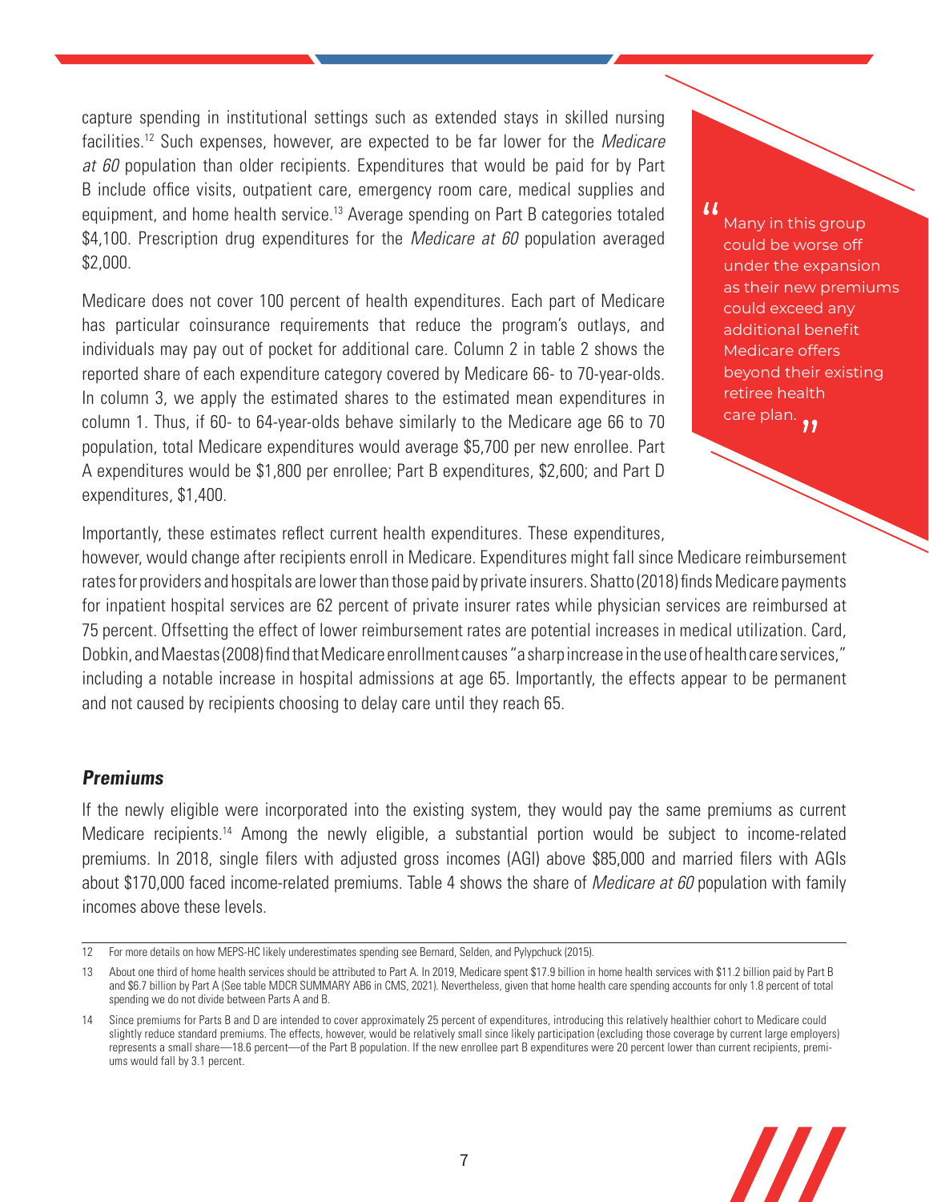capture spending in institutional settings such as extended stays in skilled nursing facilities.[12] Such expenses, however, are expected to be far lower for the *Medicare at 60* population than older recipients. Expenditures that would be paid for by Part B include office visits, outpatient care, emergency room care, medical supplies and equipment, and home health service.[13] Average spending on Part B categories totaled $4,100. Prescription drug expenditures for the *Medicare at 60* population averaged $2,000.

Medicare does not cover 100 percent of health expenditures. Each part of Medicare has particular coinsurance requirements that reduce the program's outlays, and individuals may pay out of pocket for additional care. Column 2 in table 2 shows the reported share of each expenditure category covered by Medicare 66- to 70-year-olds. In column 3, we apply the estimated shares to the estimated mean expenditures in column 1. Thus, if 60- to 64-year-olds behave similarly to the Medicare age 66 to 70 population, total Medicare expenditures would average $5,700 per new enrollee. Part A expenditures would be $1,800 per enrollee; Part B expenditures, $2,600; and Part D expenditures, $1,400.

> "Many in this group could be worse off under the expansion as their new premiums could exceed any additional benefit Medicare offers beyond their existing retiree health care plan."

Importantly, these estimates reflect current health expenditures. These expenditures, however, would change after recipients enroll in Medicare. Expenditures might fall since Medicare reimbursement rates for providers and hospitals are lower than those paid by private insurers. Shatto (2018) finds Medicare payments for inpatient hospital services are 62 percent of private insurer rates while physician services are reimbursed at 75 percent. Offsetting the effect of lower reimbursement rates are potential increases in medical utilization. Card, Dobkin, and Maestas (2008) find that Medicare enrollment causes "a sharp increase in the use of health care services," including a notable increase in hospital admissions at age 65. Importantly, the effects appear to be permanent and not caused by recipients choosing to delay care until they reach 65.

### ***Premiums***

If the newly eligible were incorporated into the existing system, they would pay the same premiums as current Medicare recipients.[14] Among the newly eligible, a substantial portion would be subject to income-related premiums. In 2018, single filers with adjusted gross incomes (AGI) above $85,000 and married filers with AGIs about $170,000 faced income-related premiums. Table 4 shows the share of *Medicare at 60* population with family incomes above these levels.

---

12 For more details on how MEPS-HC likely underestimates spending see Bernard, Selden, and Pylypchuck (2015).

13 About one third of home health services should be attributed to Part A. In 2019, Medicare spent $17.9 billion in home health services with $11.2 billion paid by Part B and $6.7 billion by Part A (See table MDCR SUMMARY AB6 in CMS, 2021). Nevertheless, given that home health care spending accounts for only 1.8 percent of total spending we do not divide between Parts A and B.

14 Since premiums for Parts B and D are intended to cover approximately 25 percent of expenditures, introducing this relatively healthier cohort to Medicare could slightly reduce standard premiums. The effects, however, would be relatively small since likely participation (excluding those coverage by current large employers) represents a small share—18.6 percent—of the Part B population. If the new enrollee part B expenditures were 20 percent lower than current recipients, premiums would fall by 3.1 percent.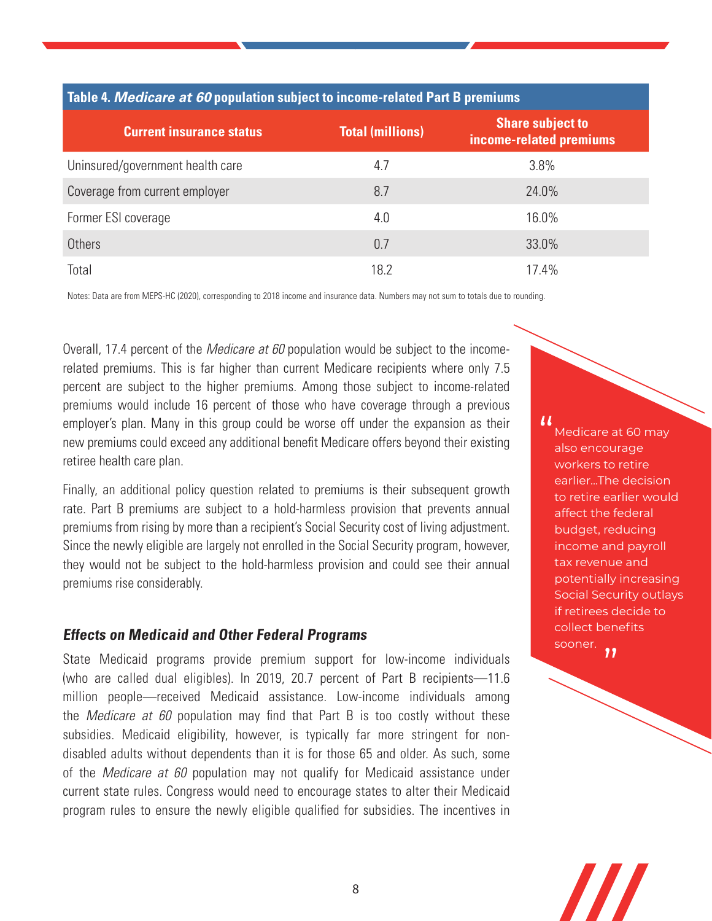**Table 4. *Medicare at 60* population subject to income-related Part B premiums**

| Current insurance status | Total (millions) | Share subject to income-related premiums |
|---|---|---|
| Uninsured/government health care | 4.7 | 3.8% |
| Coverage from current employer | 8.7 | 24.0% |
| Former ESI coverage | 4.0 | 16.0% |
| Others | 0.7 | 33.0% |
| Total | 18.2 | 17.4% |

Notes: Data are from MEPS-HC (2020), corresponding to 2018 income and insurance data. Numbers may not sum to totals due to rounding.

Overall, 17.4 percent of the *Medicare at 60* population would be subject to the income-related premiums. This is far higher than current Medicare recipients where only 7.5 percent are subject to the higher premiums. Among those subject to income-related premiums would include 16 percent of those who have coverage through a previous employer's plan. Many in this group could be worse off under the expansion as their new premiums could exceed any additional benefit Medicare offers beyond their existing retiree health care plan.

Finally, an additional policy question related to premiums is their subsequent growth rate. Part B premiums are subject to a hold-harmless provision that prevents annual premiums from rising by more than a recipient's Social Security cost of living adjustment. Since the newly eligible are largely not enrolled in the Social Security program, however, they would not be subject to the hold-harmless provision and could see their annual premiums rise considerably.

> "Medicare at 60 may also encourage workers to retire earlier…The decision to retire earlier would affect the federal budget, reducing income and payroll tax revenue and potentially increasing Social Security outlays if retirees decide to collect benefits sooner."

### *Effects on Medicaid and Other Federal Programs*

State Medicaid programs provide premium support for low-income individuals (who are called dual eligibles). In 2019, 20.7 percent of Part B recipients—11.6 million people—received Medicaid assistance. Low-income individuals among the *Medicare at 60* population may find that Part B is too costly without these subsidies. Medicaid eligibility, however, is typically far more stringent for non-disabled adults without dependents than it is for those 65 and older. As such, some of the *Medicare at 60* population may not qualify for Medicaid assistance under current state rules. Congress would need to encourage states to alter their Medicaid program rules to ensure the newly eligible qualified for subsidies. The incentives in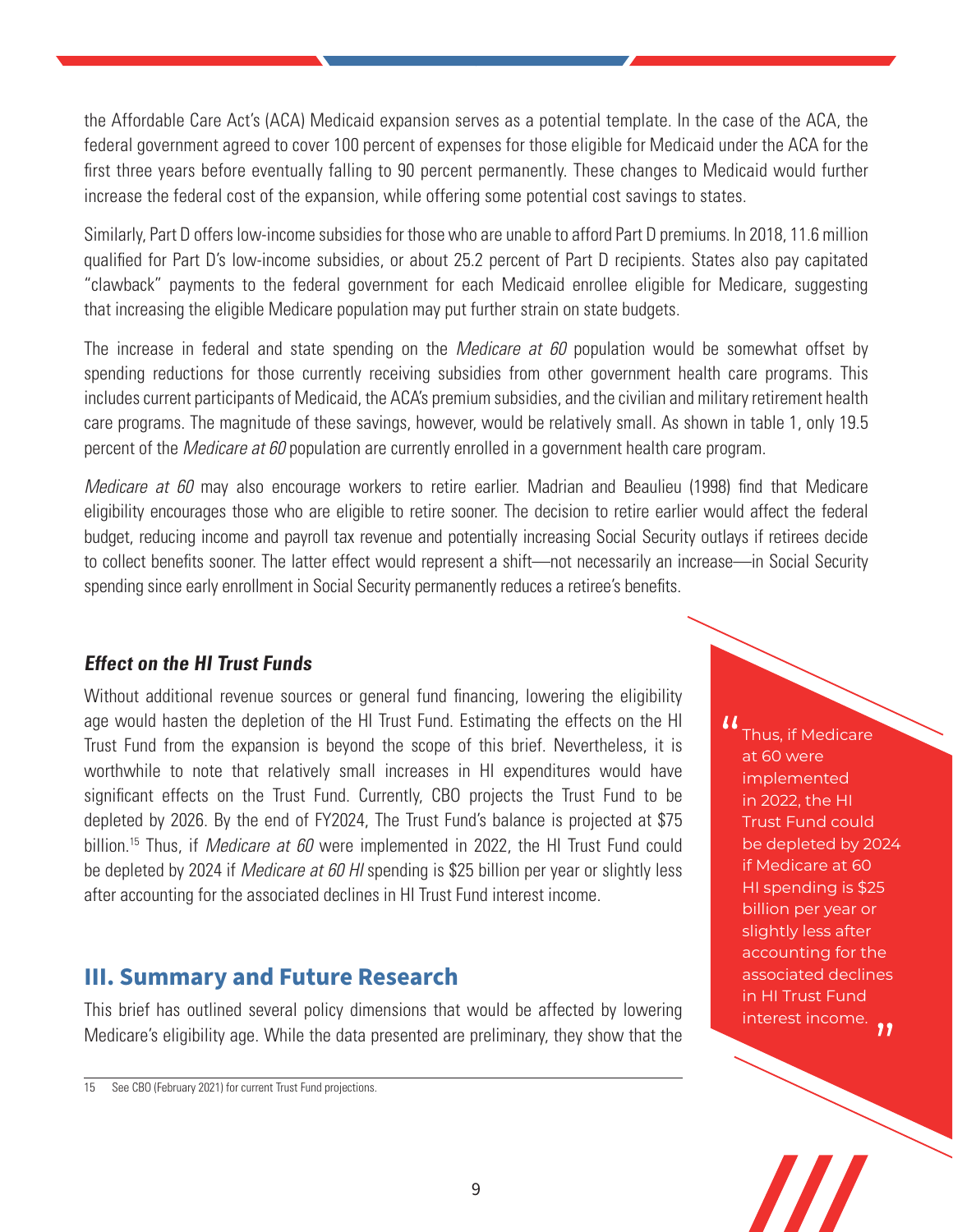the Affordable Care Act's (ACA) Medicaid expansion serves as a potential template. In the case of the ACA, the federal government agreed to cover 100 percent of expenses for those eligible for Medicaid under the ACA for the first three years before eventually falling to 90 percent permanently. These changes to Medicaid would further increase the federal cost of the expansion, while offering some potential cost savings to states.

Similarly, Part D offers low-income subsidies for those who are unable to afford Part D premiums. In 2018, 11.6 million qualified for Part D's low-income subsidies, or about 25.2 percent of Part D recipients. States also pay capitated "clawback" payments to the federal government for each Medicaid enrollee eligible for Medicare, suggesting that increasing the eligible Medicare population may put further strain on state budgets.

The increase in federal and state spending on the *Medicare at 60* population would be somewhat offset by spending reductions for those currently receiving subsidies from other government health care programs. This includes current participants of Medicaid, the ACA's premium subsidies, and the civilian and military retirement health care programs. The magnitude of these savings, however, would be relatively small. As shown in table 1, only 19.5 percent of the *Medicare at 60* population are currently enrolled in a government health care program.

*Medicare at 60* may also encourage workers to retire earlier. Madrian and Beaulieu (1998) find that Medicare eligibility encourages those who are eligible to retire sooner. The decision to retire earlier would affect the federal budget, reducing income and payroll tax revenue and potentially increasing Social Security outlays if retirees decide to collect benefits sooner. The latter effect would represent a shift—not necessarily an increase—in Social Security spending since early enrollment in Social Security permanently reduces a retiree's benefits.

### *Effect on the HI Trust Funds*

Without additional revenue sources or general fund financing, lowering the eligibility age would hasten the depletion of the HI Trust Fund. Estimating the effects on the HI Trust Fund from the expansion is beyond the scope of this brief. Nevertheless, it is worthwhile to note that relatively small increases in HI expenditures would have significant effects on the Trust Fund. Currently, CBO projects the Trust Fund to be depleted by 2026. By the end of FY2024, The Trust Fund's balance is projected at $75 billion.[15] Thus, if *Medicare at 60* were implemented in 2022, the HI Trust Fund could be depleted by 2024 if *Medicare at 60 HI* spending is $25 billion per year or slightly less after accounting for the associated declines in HI Trust Fund interest income.

> "Thus, if Medicare at 60 were implemented in 2022, the HI Trust Fund could be depleted by 2024 if Medicare at 60 HI spending is $25 billion per year or slightly less after accounting for the associated declines in HI Trust Fund interest income."

## III. Summary and Future Research

This brief has outlined several policy dimensions that would be affected by lowering Medicare's eligibility age. While the data presented are preliminary, they show that the

15 See CBO (February 2021) for current Trust Fund projections.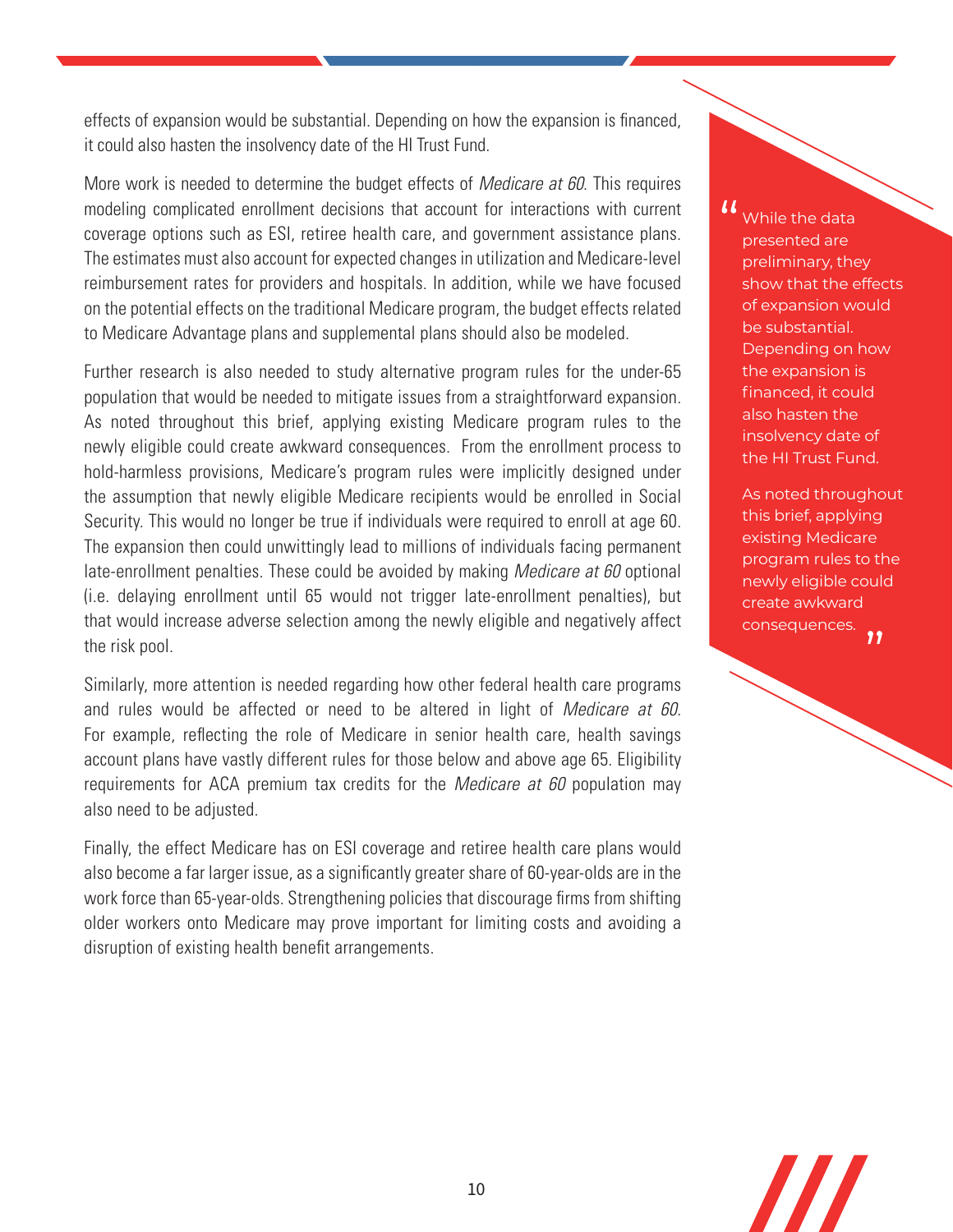effects of expansion would be substantial. Depending on how the expansion is financed, it could also hasten the insolvency date of the HI Trust Fund.

More work is needed to determine the budget effects of *Medicare at 60*. This requires modeling complicated enrollment decisions that account for interactions with current coverage options such as ESI, retiree health care, and government assistance plans. The estimates must also account for expected changes in utilization and Medicare-level reimbursement rates for providers and hospitals. In addition, while we have focused on the potential effects on the traditional Medicare program, the budget effects related to Medicare Advantage plans and supplemental plans should also be modeled.

Further research is also needed to study alternative program rules for the under-65 population that would be needed to mitigate issues from a straightforward expansion. As noted throughout this brief, applying existing Medicare program rules to the newly eligible could create awkward consequences. From the enrollment process to hold-harmless provisions, Medicare's program rules were implicitly designed under the assumption that newly eligible Medicare recipients would be enrolled in Social Security. This would no longer be true if individuals were required to enroll at age 60. The expansion then could unwittingly lead to millions of individuals facing permanent late-enrollment penalties. These could be avoided by making *Medicare at 60* optional (i.e. delaying enrollment until 65 would not trigger late-enrollment penalties), but that would increase adverse selection among the newly eligible and negatively affect the risk pool.

Similarly, more attention is needed regarding how other federal health care programs and rules would be affected or need to be altered in light of *Medicare at 60*. For example, reflecting the role of Medicare in senior health care, health savings account plans have vastly different rules for those below and above age 65. Eligibility requirements for ACA premium tax credits for the *Medicare at 60* population may also need to be adjusted.

Finally, the effect Medicare has on ESI coverage and retiree health care plans would also become a far larger issue, as a significantly greater share of 60-year-olds are in the work force than 65-year-olds. Strengthening policies that discourage firms from shifting older workers onto Medicare may prove important for limiting costs and avoiding a disruption of existing health benefit arrangements.

> "While the data presented are preliminary, they show that the effects of expansion would be substantial. Depending on how the expansion is financed, it could also hasten the insolvency date of the HI Trust Fund.
>
> As noted throughout this brief, applying existing Medicare program rules to the newly eligible could create awkward consequences."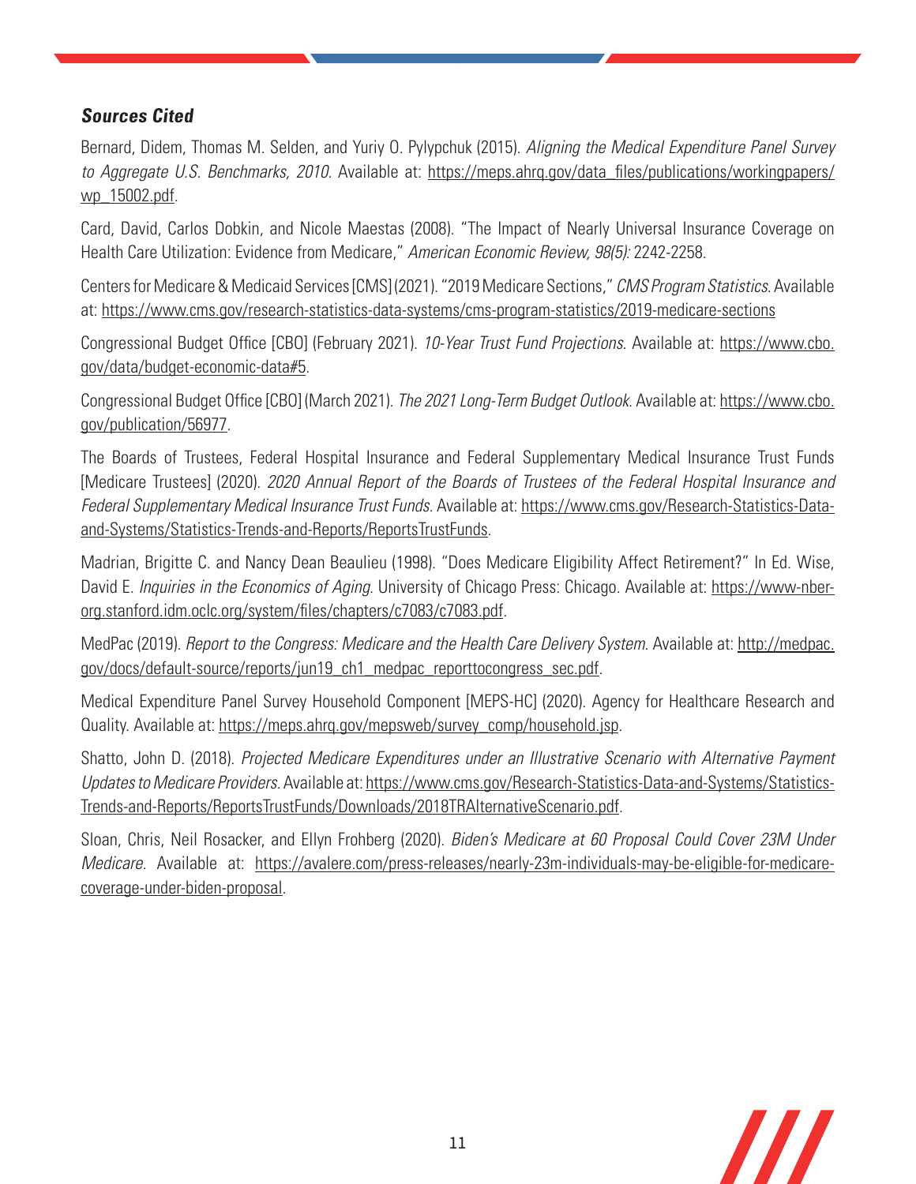### ***Sources Cited***

Bernard, Didem, Thomas M. Selden, and Yuriy O. Pylypchuk (2015). *Aligning the Medical Expenditure Panel Survey to Aggregate U.S. Benchmarks, 2010*. Available at: https://meps.ahrq.gov/data_files/publications/workingpapers/wp_15002.pdf.

Card, David, Carlos Dobkin, and Nicole Maestas (2008). "The Impact of Nearly Universal Insurance Coverage on Health Care Utilization: Evidence from Medicare," *American Economic Review, 98(5):* 2242-2258.

Centers for Medicare & Medicaid Services [CMS] (2021). "2019 Medicare Sections," *CMS Program Statistics*. Available at: https://www.cms.gov/research-statistics-data-systems/cms-program-statistics/2019-medicare-sections

Congressional Budget Office [CBO] (February 2021). *10-Year Trust Fund Projections*. Available at: https://www.cbo.gov/data/budget-economic-data#5.

Congressional Budget Office [CBO] (March 2021). *The 2021 Long-Term Budget Outlook*. Available at: https://www.cbo.gov/publication/56977.

The Boards of Trustees, Federal Hospital Insurance and Federal Supplementary Medical Insurance Trust Funds [Medicare Trustees] (2020). *2020 Annual Report of the Boards of Trustees of the Federal Hospital Insurance and Federal Supplementary Medical Insurance Trust Funds*. Available at: https://www.cms.gov/Research-Statistics-Data-and-Systems/Statistics-Trends-and-Reports/ReportsTrustFunds.

Madrian, Brigitte C. and Nancy Dean Beaulieu (1998). "Does Medicare Eligibility Affect Retirement?" In Ed. Wise, David E. *Inquiries in the Economics of Aging*. University of Chicago Press: Chicago. Available at: https://www-nber-org.stanford.idm.oclc.org/system/files/chapters/c7083/c7083.pdf.

MedPac (2019). *Report to the Congress: Medicare and the Health Care Delivery System*. Available at: http://medpac.gov/docs/default-source/reports/jun19_ch1_medpac_reporttocongress_sec.pdf.

Medical Expenditure Panel Survey Household Component [MEPS-HC] (2020). Agency for Healthcare Research and Quality. Available at: https://meps.ahrq.gov/mepsweb/survey_comp/household.jsp.

Shatto, John D. (2018). *Projected Medicare Expenditures under an Illustrative Scenario with Alternative Payment Updates to Medicare Providers*. Available at: https://www.cms.gov/Research-Statistics-Data-and-Systems/Statistics-Trends-and-Reports/ReportsTrustFunds/Downloads/2018TRAlternativeScenario.pdf.

Sloan, Chris, Neil Rosacker, and Ellyn Frohberg (2020). *Biden's Medicare at 60 Proposal Could Cover 23M Under Medicare.* Available at: https://avalere.com/press-releases/nearly-23m-individuals-may-be-eligible-for-medicare-coverage-under-biden-proposal.